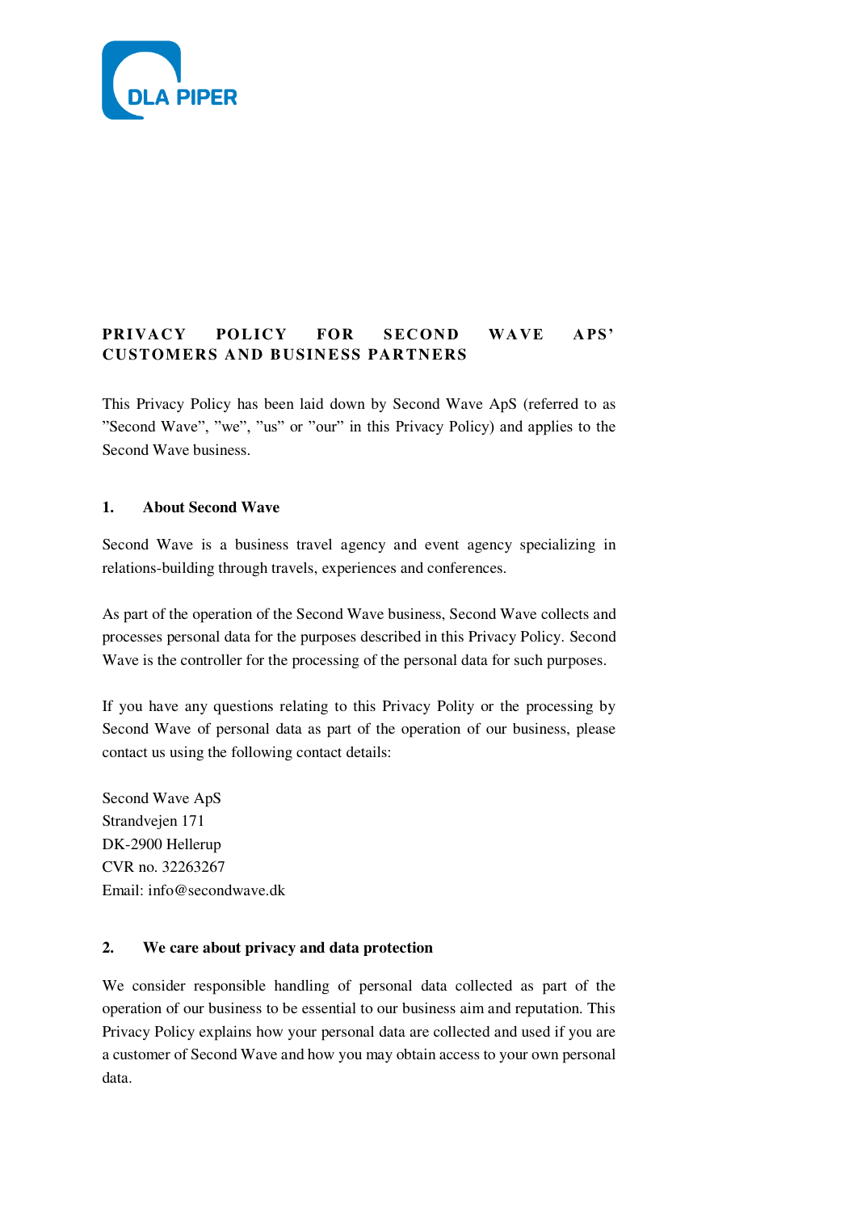# PRIVACY POLICY FOR SECOND WAVE APS' CUSTOMERS AND BUSINESS PARTNERS

This Privacy Policy has been laid down by Second Wave ApS (referred to as "Second Wave", "we", "us" or "our" in this Privacy Policy) and applies to the Second Wave business.

## 1. About Second Wave

Second Wave is a business travel agency and event agency specializing in relations-building through travels, experiences and conferences.

As part of the operation of the Second Wave business, Second Wave collects and processes personal data for the purposes described in this Privacy Policy. Second Wave is the controller for the processing of the personal data for such purposes.

If you have any questions relating to this Privacy Polity or the processing by Second Wave of personal data as part of the operation of our business, please contact us using the following contact details:

Second Wave ApS
Strandvejen 171
DK-2900 Hellerup
CVR no. 32263267
Email: info@secondwave.dk

## 2. We care about privacy and data protection

We consider responsible handling of personal data collected as part of the operation of our business to be essential to our business aim and reputation. This Privacy Policy explains how your personal data are collected and used if you are a customer of Second Wave and how you may obtain access to your own personal data.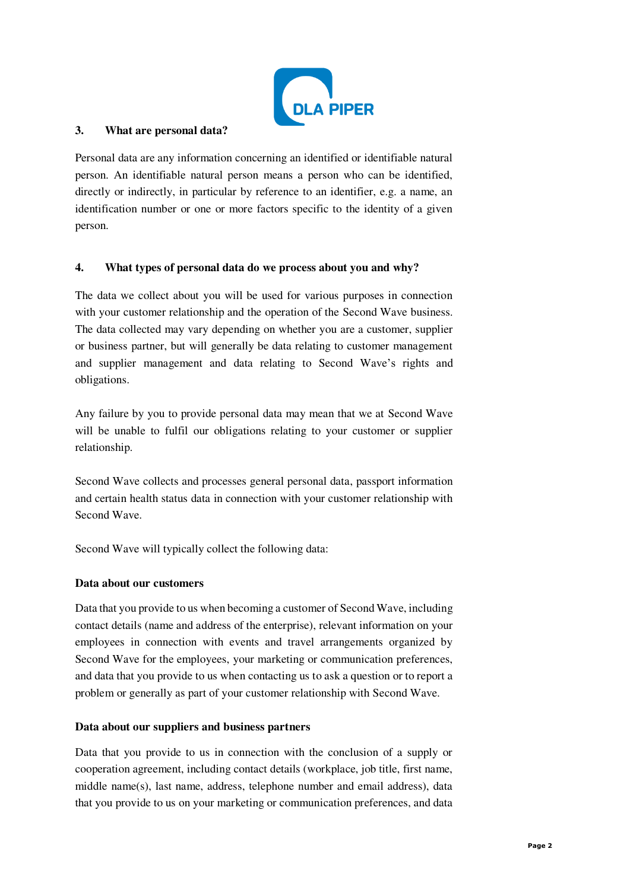## 3. What are personal data?

Personal data are any information concerning an identified or identifiable natural person. An identifiable natural person means a person who can be identified, directly or indirectly, in particular by reference to an identifier, e.g. a name, an identification number or one or more factors specific to the identity of a given person.

## 4. What types of personal data do we process about you and why?

The data we collect about you will be used for various purposes in connection with your customer relationship and the operation of the Second Wave business. The data collected may vary depending on whether you are a customer, supplier or business partner, but will generally be data relating to customer management and supplier management and data relating to Second Wave's rights and obligations.

Any failure by you to provide personal data may mean that we at Second Wave will be unable to fulfil our obligations relating to your customer or supplier relationship.

Second Wave collects and processes general personal data, passport information and certain health status data in connection with your customer relationship with Second Wave.

Second Wave will typically collect the following data:

**Data about our customers**

Data that you provide to us when becoming a customer of Second Wave, including contact details (name and address of the enterprise), relevant information on your employees in connection with events and travel arrangements organized by Second Wave for the employees, your marketing or communication preferences, and data that you provide to us when contacting us to ask a question or to report a problem or generally as part of your customer relationship with Second Wave.

**Data about our suppliers and business partners**

Data that you provide to us in connection with the conclusion of a supply or cooperation agreement, including contact details (workplace, job title, first name, middle name(s), last name, address, telephone number and email address), data that you provide to us on your marketing or communication preferences, and data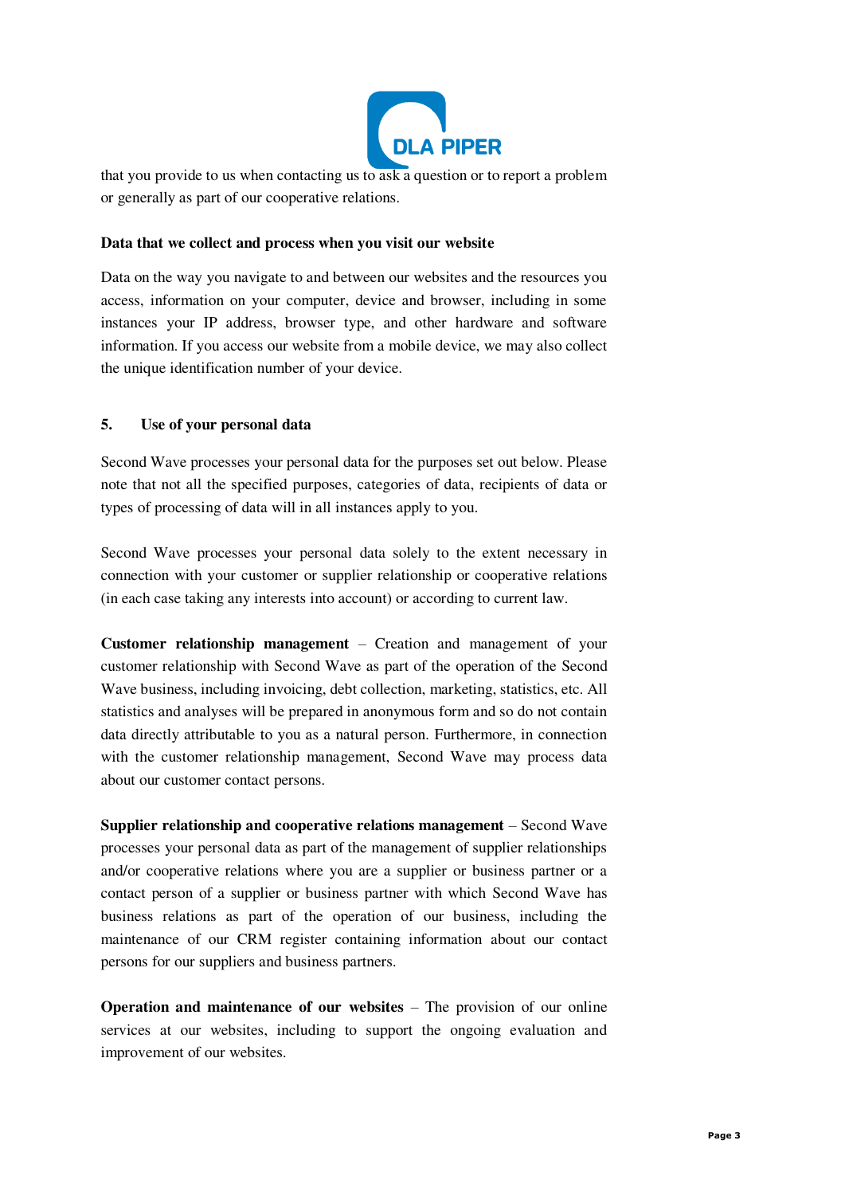that you provide to us when contacting us to ask a question or to report a problem or generally as part of our cooperative relations.

**Data that we collect and process when you visit our website**

Data on the way you navigate to and between our websites and the resources you access, information on your computer, device and browser, including in some instances your IP address, browser type, and other hardware and software information. If you access our website from a mobile device, we may also collect the unique identification number of your device.

## 5. Use of your personal data

Second Wave processes your personal data for the purposes set out below. Please note that not all the specified purposes, categories of data, recipients of data or types of processing of data will in all instances apply to you.

Second Wave processes your personal data solely to the extent necessary in connection with your customer or supplier relationship or cooperative relations (in each case taking any interests into account) or according to current law.

**Customer relationship management** – Creation and management of your customer relationship with Second Wave as part of the operation of the Second Wave business, including invoicing, debt collection, marketing, statistics, etc. All statistics and analyses will be prepared in anonymous form and so do not contain data directly attributable to you as a natural person. Furthermore, in connection with the customer relationship management, Second Wave may process data about our customer contact persons.

**Supplier relationship and cooperative relations management** – Second Wave processes your personal data as part of the management of supplier relationships and/or cooperative relations where you are a supplier or business partner or a contact person of a supplier or business partner with which Second Wave has business relations as part of the operation of our business, including the maintenance of our CRM register containing information about our contact persons for our suppliers and business partners.

**Operation and maintenance of our websites** – The provision of our online services at our websites, including to support the ongoing evaluation and improvement of our websites.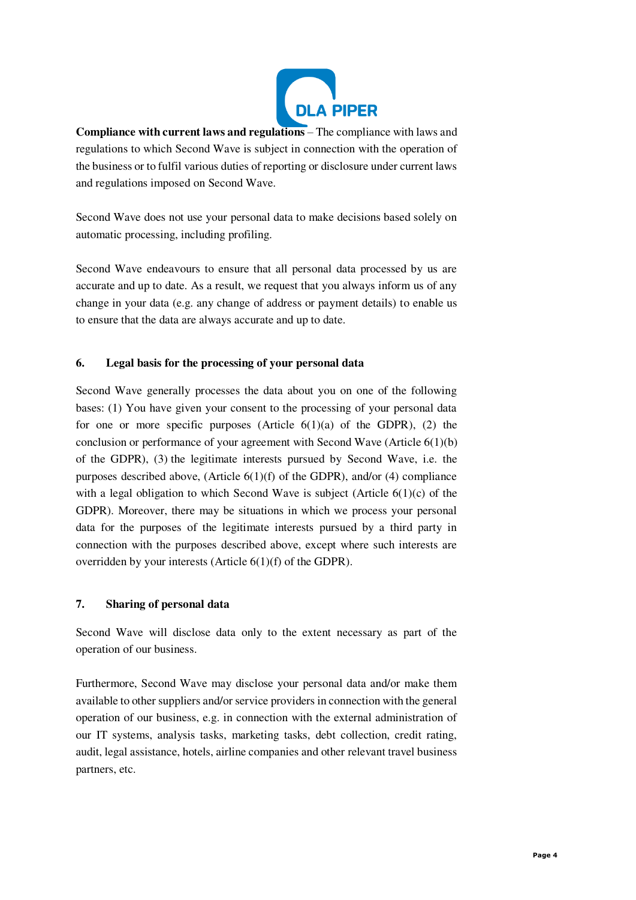**Compliance with current laws and regulations** – The compliance with laws and regulations to which Second Wave is subject in connection with the operation of the business or to fulfil various duties of reporting or disclosure under current laws and regulations imposed on Second Wave.

Second Wave does not use your personal data to make decisions based solely on automatic processing, including profiling.

Second Wave endeavours to ensure that all personal data processed by us are accurate and up to date. As a result, we request that you always inform us of any change in your data (e.g. any change of address or payment details) to enable us to ensure that the data are always accurate and up to date.

## 6. Legal basis for the processing of your personal data

Second Wave generally processes the data about you on one of the following bases: (1) You have given your consent to the processing of your personal data for one or more specific purposes (Article 6(1)(a) of the GDPR), (2) the conclusion or performance of your agreement with Second Wave (Article 6(1)(b) of the GDPR), (3) the legitimate interests pursued by Second Wave, i.e. the purposes described above, (Article 6(1)(f) of the GDPR), and/or (4) compliance with a legal obligation to which Second Wave is subject (Article 6(1)(c) of the GDPR). Moreover, there may be situations in which we process your personal data for the purposes of the legitimate interests pursued by a third party in connection with the purposes described above, except where such interests are overridden by your interests (Article 6(1)(f) of the GDPR).

## 7. Sharing of personal data

Second Wave will disclose data only to the extent necessary as part of the operation of our business.

Furthermore, Second Wave may disclose your personal data and/or make them available to other suppliers and/or service providers in connection with the general operation of our business, e.g. in connection with the external administration of our IT systems, analysis tasks, marketing tasks, debt collection, credit rating, audit, legal assistance, hotels, airline companies and other relevant travel business partners, etc.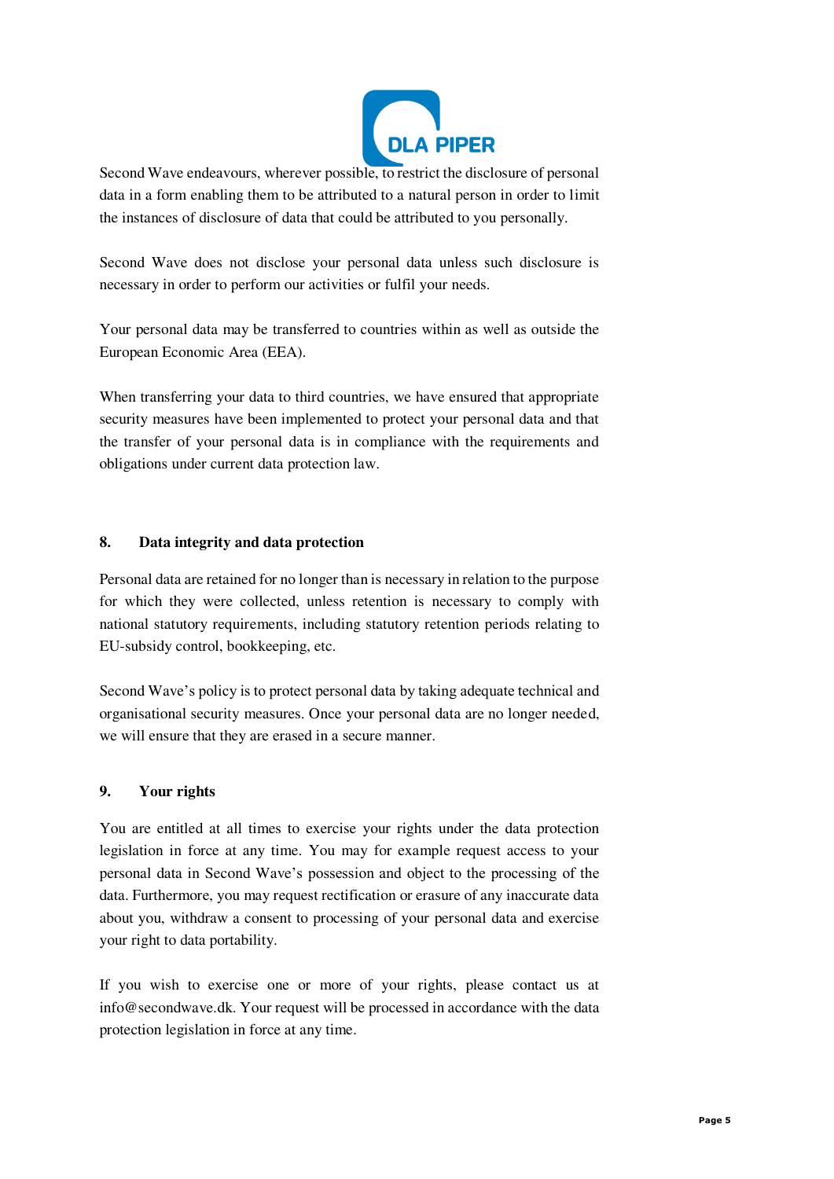Second Wave endeavours, wherever possible, to restrict the disclosure of personal data in a form enabling them to be attributed to a natural person in order to limit the instances of disclosure of data that could be attributed to you personally.

Second Wave does not disclose your personal data unless such disclosure is necessary in order to perform our activities or fulfil your needs.

Your personal data may be transferred to countries within as well as outside the European Economic Area (EEA).

When transferring your data to third countries, we have ensured that appropriate security measures have been implemented to protect your personal data and that the transfer of your personal data is in compliance with the requirements and obligations under current data protection law.

## 8. Data integrity and data protection

Personal data are retained for no longer than is necessary in relation to the purpose for which they were collected, unless retention is necessary to comply with national statutory requirements, including statutory retention periods relating to EU-subsidy control, bookkeeping, etc.

Second Wave's policy is to protect personal data by taking adequate technical and organisational security measures. Once your personal data are no longer needed, we will ensure that they are erased in a secure manner.

## 9. Your rights

You are entitled at all times to exercise your rights under the data protection legislation in force at any time. You may for example request access to your personal data in Second Wave's possession and object to the processing of the data. Furthermore, you may request rectification or erasure of any inaccurate data about you, withdraw a consent to processing of your personal data and exercise your right to data portability.

If you wish to exercise one or more of your rights, please contact us at info@secondwave.dk. Your request will be processed in accordance with the data protection legislation in force at any time.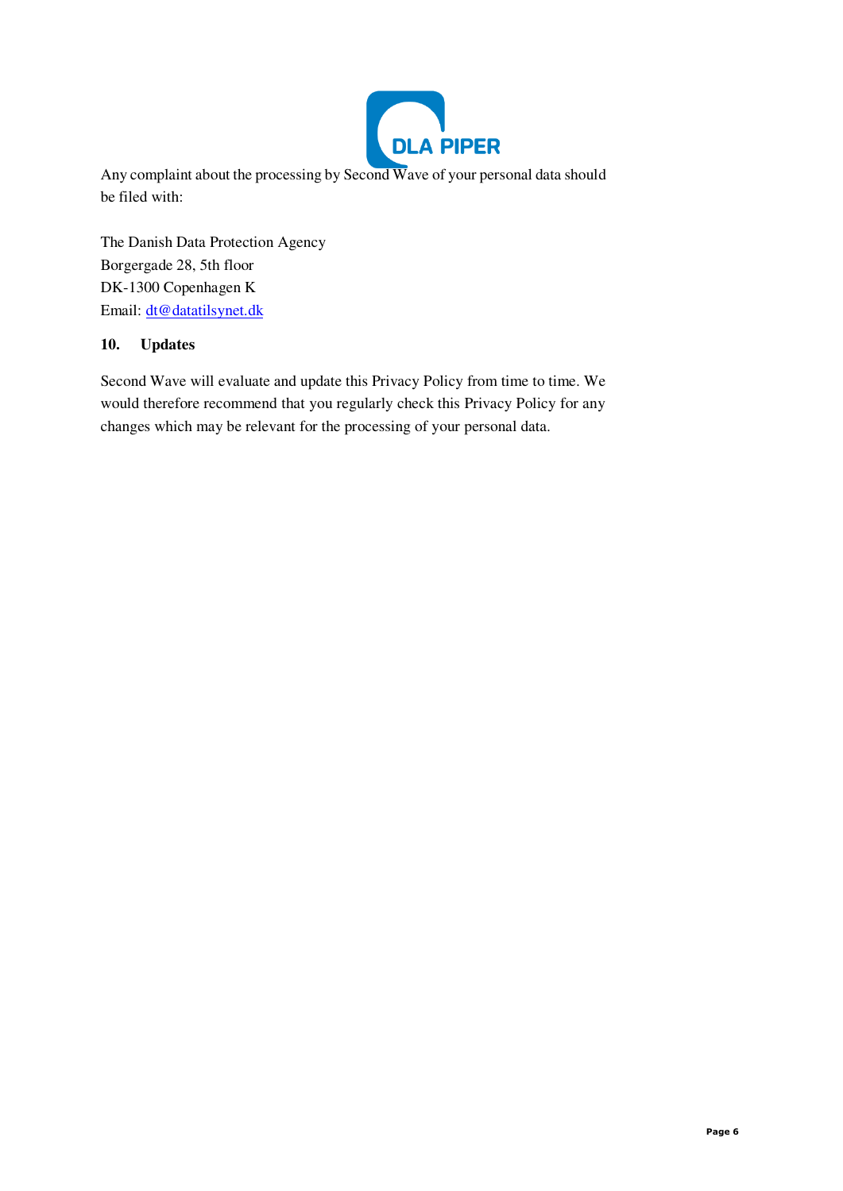Any complaint about the processing by Second Wave of your personal data should be filed with:

The Danish Data Protection Agency
Borgergade 28, 5th floor
DK-1300 Copenhagen K
Email: dt@datatilsynet.dk

## 10. Updates

Second Wave will evaluate and update this Privacy Policy from time to time. We would therefore recommend that you regularly check this Privacy Policy for any changes which may be relevant for the processing of your personal data.